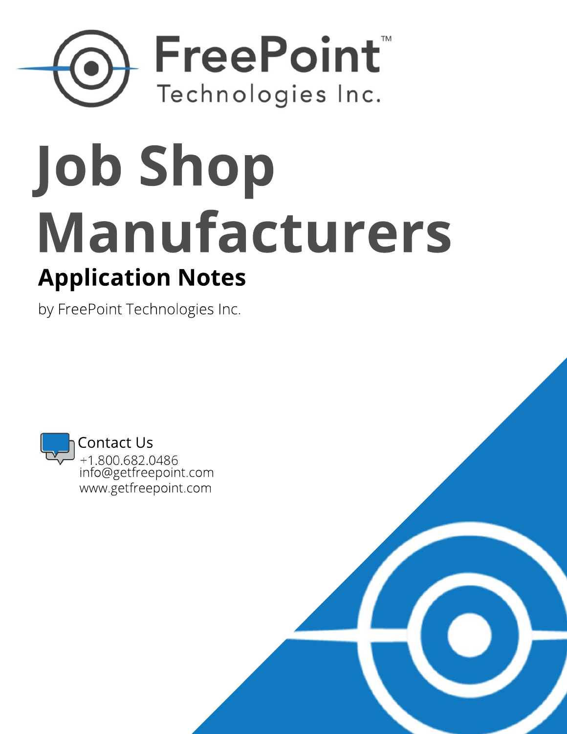FreePoint™ Technologies Inc.

# Job Shop Manufacturers

## Application Notes

by FreePoint Technologies Inc.

Contact Us
+1.800.682.0486
info@getfreepoint.com
www.getfreepoint.com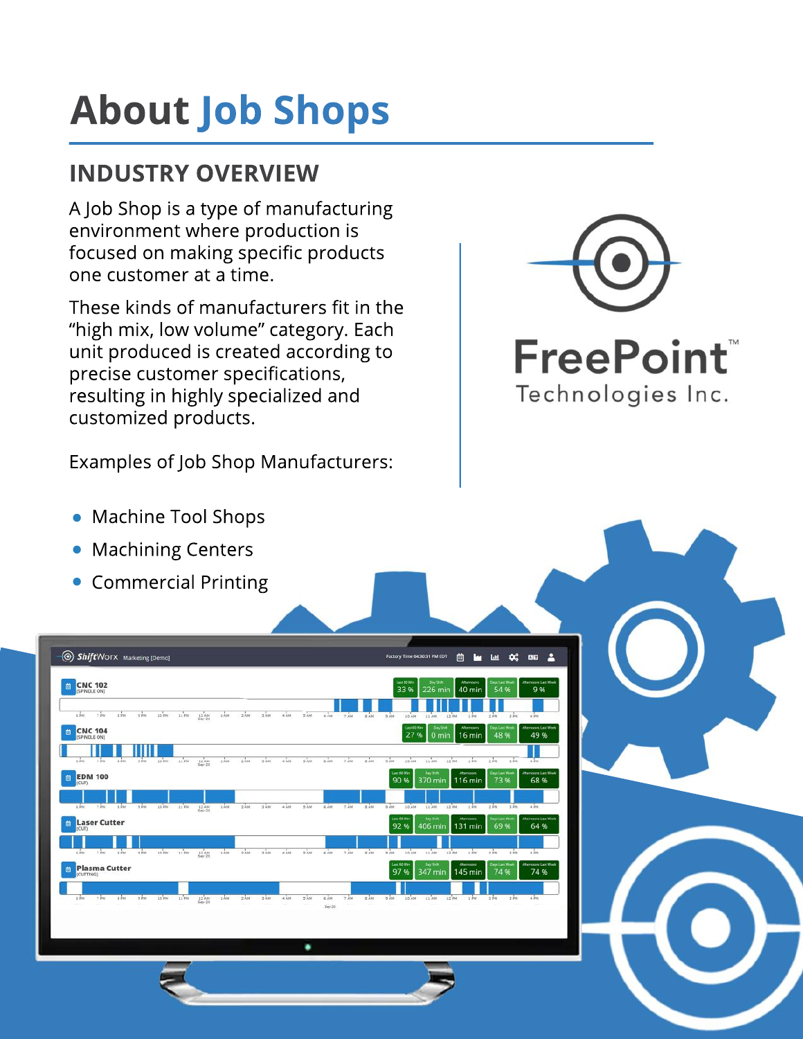# About Job Shops

## INDUSTRY OVERVIEW

A Job Shop is a type of manufacturing environment where production is focused on making specific products one customer at a time.

These kinds of manufacturers fit in the "high mix, low volume" category. Each unit produced is created according to precise customer specifications, resulting in highly specialized and customized products.

Examples of Job Shop Manufacturers:

- Machine Tool Shops
- Machining Centers
- Commercial Printing

FreePoint™ Technologies Inc.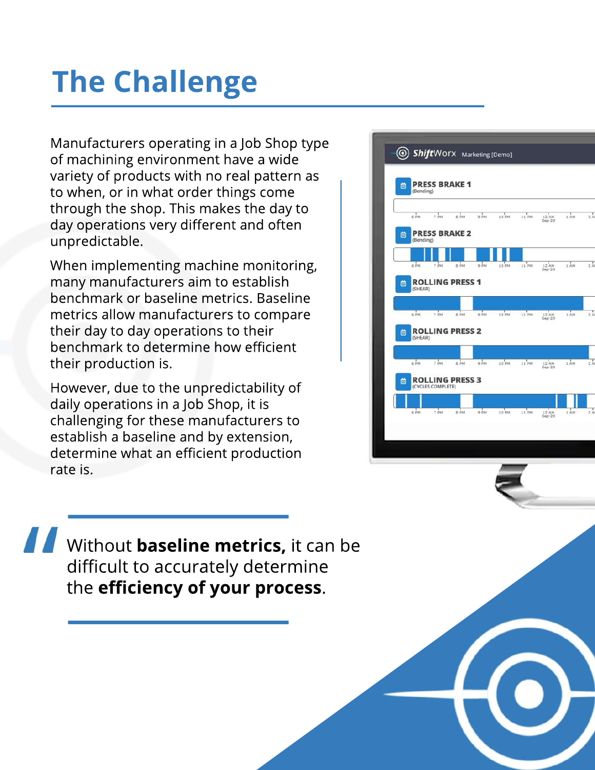# The Challenge

Manufacturers operating in a Job Shop type of machining environment have a wide variety of products with no real pattern as to when, or in what order things come through the shop. This makes the day to day operations very different and often unpredictable.

When implementing machine monitoring, many manufacturers aim to establish benchmark or baseline metrics. Baseline metrics allow manufacturers to compare their day to day operations to their benchmark to determine how efficient their production is.

However, due to the unpredictability of daily operations in a Job Shop, it is challenging for these manufacturers to establish a baseline and by extension, determine what an efficient production rate is.

> Without **baseline metrics,** it can be difficult to accurately determine the **efficiency of your process**.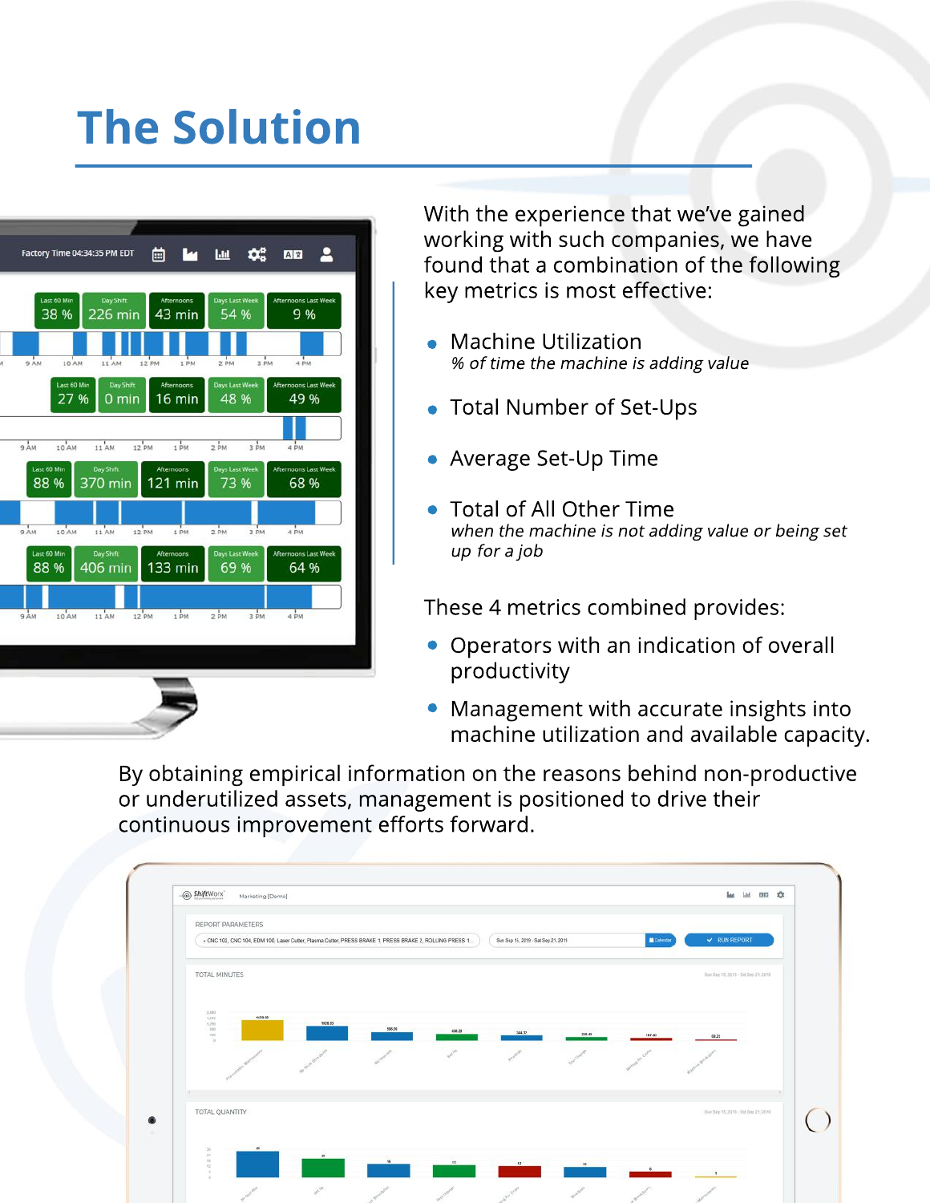# The Solution

With the experience that we've gained working with such companies, we have found that a combination of the following key metrics is most effective:

- Machine Utilization
  *% of time the machine is adding value*
- Total Number of Set-Ups
- Average Set-Up Time
- Total of All Other Time
  *when the machine is not adding value or being set up for a job*

These 4 metrics combined provides:

- Operators with an indication of overall productivity
- Management with accurate insights into machine utilization and available capacity.

By obtaining empirical information on the reasons behind non-productive or underutilized assets, management is positioned to drive their continuous improvement efforts forward.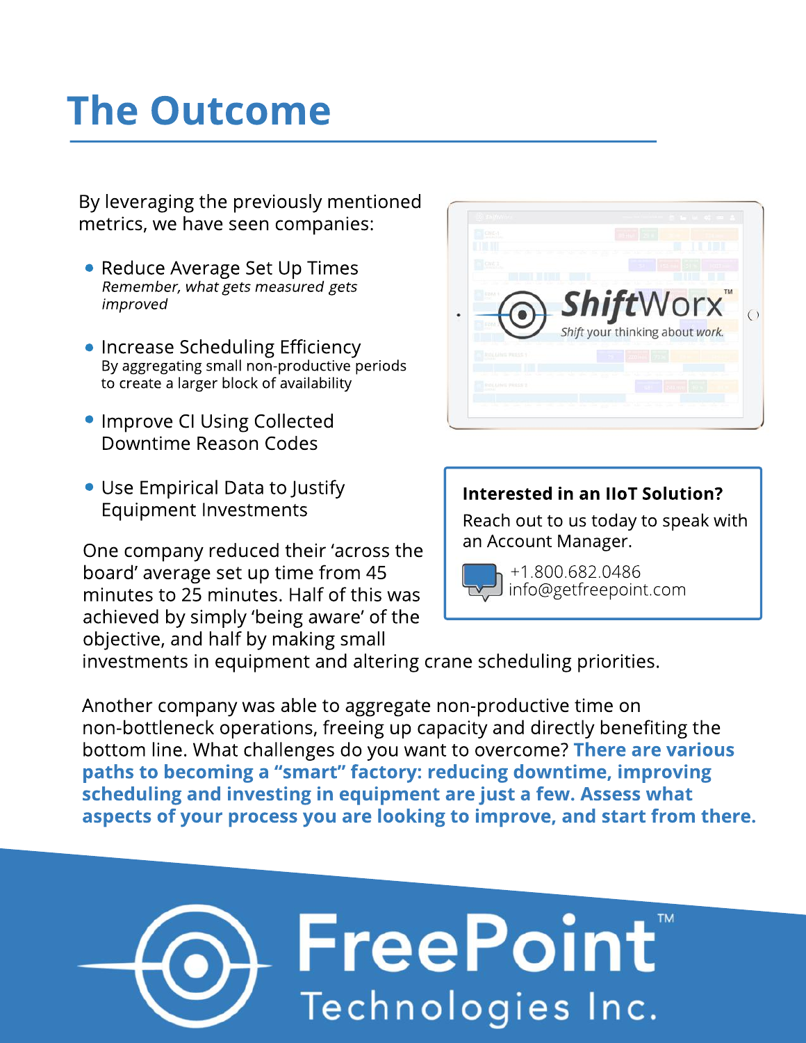# The Outcome

By leveraging the previously mentioned metrics, we have seen companies:

- Reduce Average Set Up Times
  *Remember, what gets measured gets improved*
- Increase Scheduling Efficiency
  By aggregating small non-productive periods to create a larger block of availability
- Improve CI Using Collected Downtime Reason Codes
- Use Empirical Data to Justify Equipment Investments

One company reduced their 'across the board' average set up time from 45 minutes to 25 minutes. Half of this was achieved by simply 'being aware' of the objective, and half by making small investments in equipment and altering crane scheduling priorities.

Another company was able to aggregate non-productive time on non-bottleneck operations, freeing up capacity and directly benefiting the bottom line. What challenges do you want to overcome? **There are various paths to becoming a "smart" factory: reducing downtime, improving scheduling and investing in equipment are just a few. Assess what aspects of your process you are looking to improve, and start from there.**

ShiftWorx™
*Shift your thinking about work.*

**Interested in an IIoT Solution?**

Reach out to us today to speak with an Account Manager.

+1.800.682.0486
info@getfreepoint.com

FreePoint™ Technologies Inc.